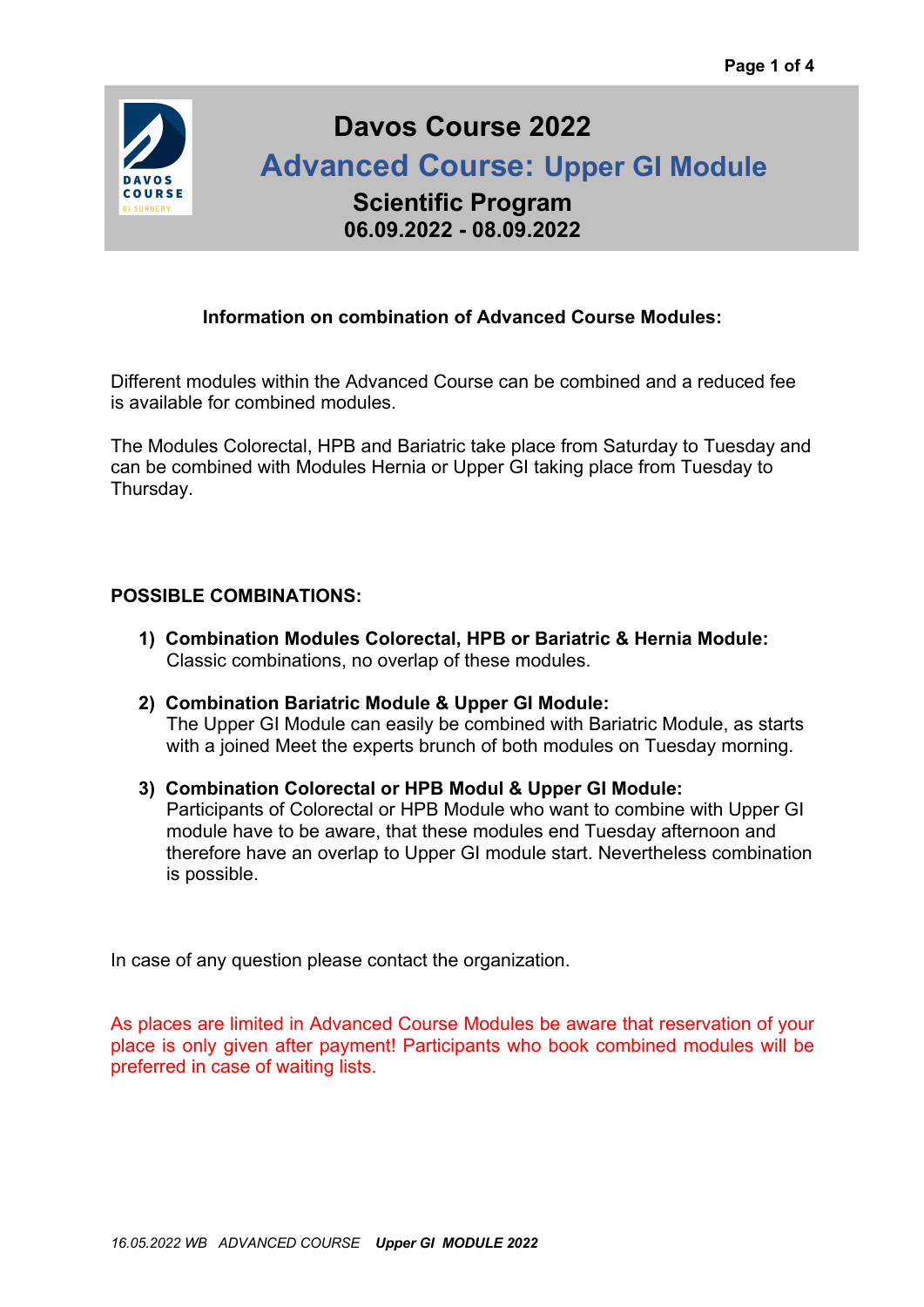# Davos Course 2022

## Advanced Course: Upper GI Module

### Scientific Program

**06.09.2022 - 08.09.2022**

**Information on combination of Advanced Course Modules:**

Different modules within the Advanced Course can be combined and a reduced fee is available for combined modules.

The Modules Colorectal, HPB and Bariatric take place from Saturday to Tuesday and can be combined with Modules Hernia or Upper GI taking place from Tuesday to Thursday.

**POSSIBLE COMBINATIONS:**

1) **Combination Modules Colorectal, HPB or Bariatric & Hernia Module:**
   Classic combinations, no overlap of these modules.

2) **Combination Bariatric Module & Upper GI Module:**
   The Upper GI Module can easily be combined with Bariatric Module, as starts with a joined Meet the experts brunch of both modules on Tuesday morning.

3) **Combination Colorectal or HPB Modul & Upper GI Module:**
   Participants of Colorectal or HPB Module who want to combine with Upper GI module have to be aware, that these modules end Tuesday afternoon and therefore have an overlap to Upper GI module start. Nevertheless combination is possible.

In case of any question please contact the organization.

As places are limited in Advanced Course Modules be aware that reservation of your place is only given after payment! Participants who book combined modules will be preferred in case of waiting lists.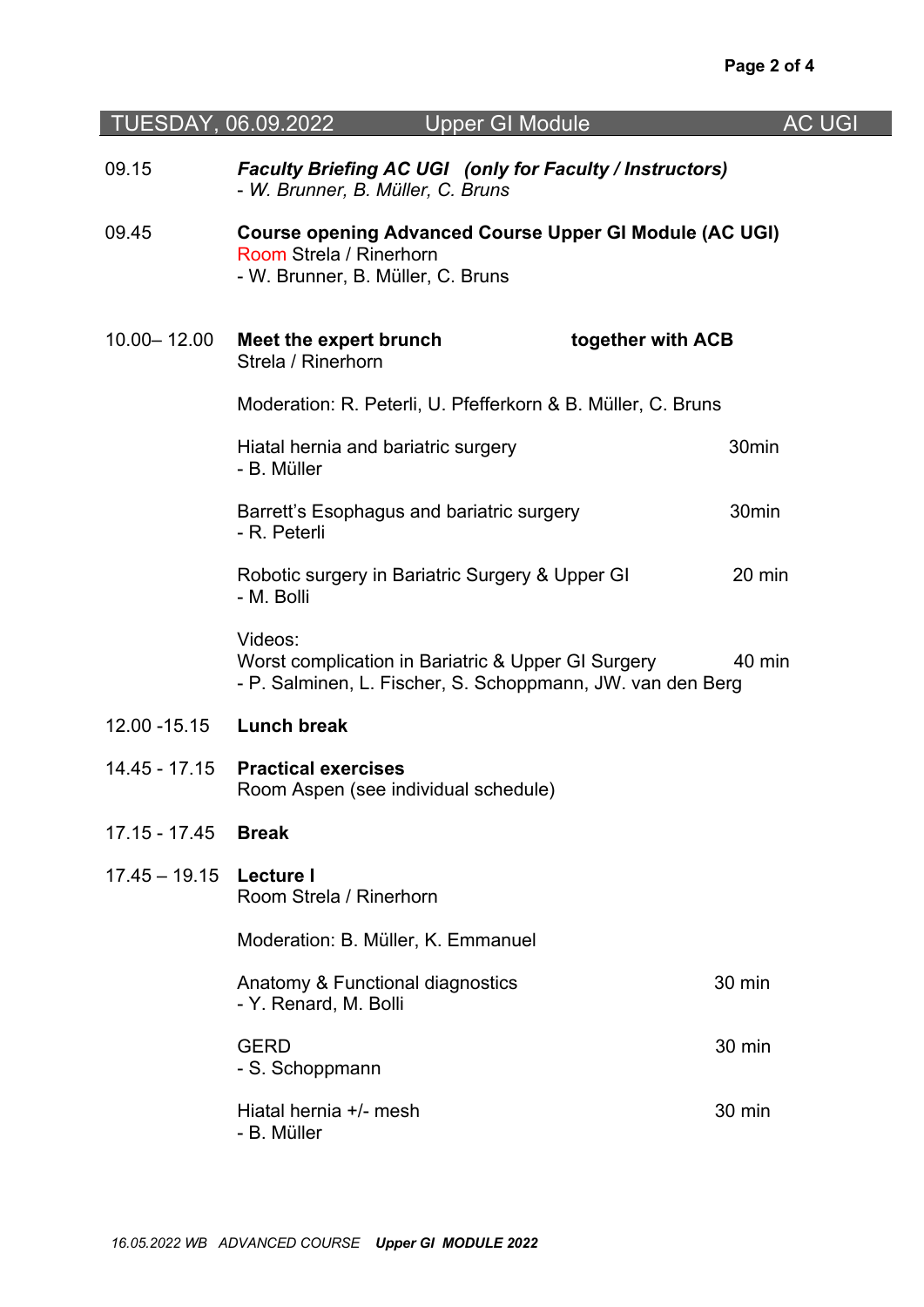## TUESDAY, 06.09.2022 Upper GI Module AC UGI

09.15 ***Faculty Briefing AC UGI (only for Faculty / Instructors)***
*- W. Brunner, B. Müller, C. Bruns*

09.45 **Course opening Advanced Course Upper GI Module (AC UGI)**
Room Strela / Rinerhorn
- W. Brunner, B. Müller, C. Bruns

10.00– 12.00 **Meet the expert brunch** **together with ACB**
Strela / Rinerhorn

Moderation: R. Peterli, U. Pfefferkorn & B. Müller, C. Bruns

Hiatal hernia and bariatric surgery 30min
- B. Müller

Barrett's Esophagus and bariatric surgery 30min
- R. Peterli

Robotic surgery in Bariatric Surgery & Upper GI 20 min
- M. Bolli

Videos:
Worst complication in Bariatric & Upper GI Surgery 40 min
- P. Salminen, L. Fischer, S. Schoppmann, JW. van den Berg

12.00 -15.15 **Lunch break**

14.45 - 17.15 **Practical exercises**
Room Aspen (see individual schedule)

17.15 - 17.45 **Break**

17.45 – 19.15 **Lecture I**
Room Strela / Rinerhorn

Moderation: B. Müller, K. Emmanuel

Anatomy & Functional diagnostics 30 min
- Y. Renard, M. Bolli

GERD 30 min
- S. Schoppmann

Hiatal hernia +/- mesh 30 min
- B. Müller

*16.05.2022 WB ADVANCED COURSE* ***Upper GI MODULE 2022***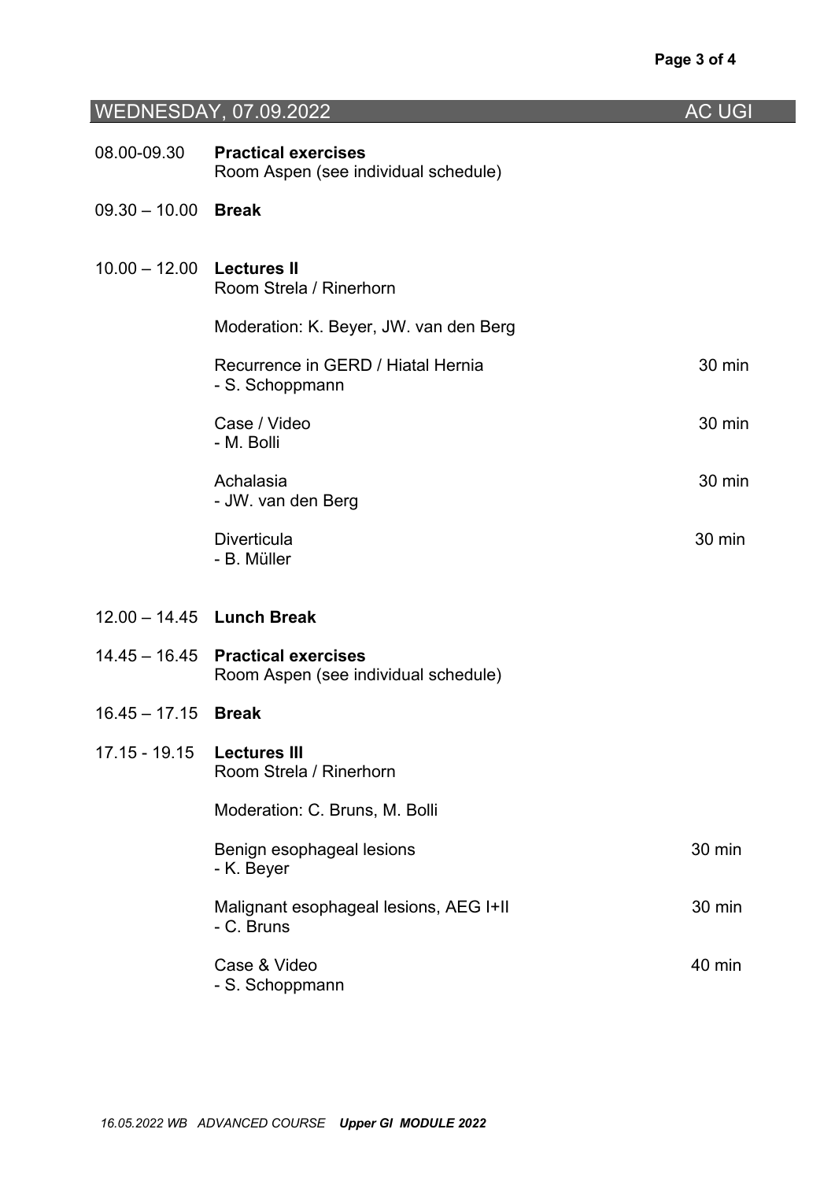## WEDNESDAY, 07.09.2022 — AC UGI

| Time | Program | Duration |
|---|---|---|
| 08.00-09.30 | **Practical exercises**<br>Room Aspen (see individual schedule) | |
| 09.30 – 10.00 | **Break** | |
| 10.00 – 12.00 | **Lectures II**<br>Room Strela / Rinerhorn | |
| | Moderation: K. Beyer, JW. van den Berg | |
| | Recurrence in GERD / Hiatal Hernia<br>- S. Schoppmann | 30 min |
| | Case / Video<br>- M. Bolli | 30 min |
| | Achalasia<br>- JW. van den Berg | 30 min |
| | Diverticula<br>- B. Müller | 30 min |
| 12.00 – 14.45 | **Lunch Break** | |
| 14.45 – 16.45 | **Practical exercises**<br>Room Aspen (see individual schedule) | |
| 16.45 – 17.15 | **Break** | |
| 17.15 - 19.15 | **Lectures III**<br>Room Strela / Rinerhorn | |
| | Moderation: C. Bruns, M. Bolli | |
| | Benign esophageal lesions<br>- K. Beyer | 30 min |
| | Malignant esophageal lesions, AEG I+II<br>- C. Bruns | 30 min |
| | Case & Video<br>- S. Schoppmann | 40 min |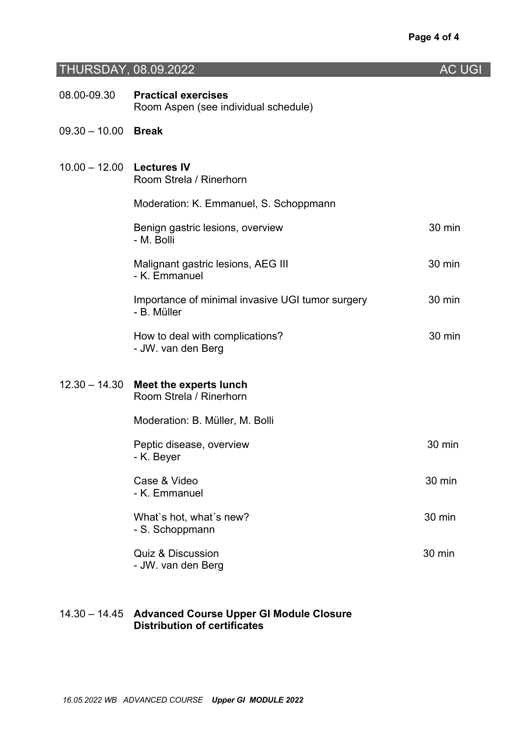## THURSDAY, 08.09.2022 AC UGI

| | | |
|---|---|---|
| 08.00-09.30 | **Practical exercises**<br>Room Aspen (see individual schedule) | |
| 09.30 – 10.00 | **Break** | |
| 10.00 – 12.00 | **Lectures IV**<br>Room Strela / Rinerhorn | |
| | Moderation: K. Emmanuel, S. Schoppmann | |
| | Benign gastric lesions, overview<br>- M. Bolli | 30 min |
| | Malignant gastric lesions, AEG III<br>- K. Emmanuel | 30 min |
| | Importance of minimal invasive UGI tumor surgery<br>- B. Müller | 30 min |
| | How to deal with complications?<br>- JW. van den Berg | 30 min |
| 12.30 – 14.30 | **Meet the experts lunch**<br>Room Strela / Rinerhorn | |
| | Moderation: B. Müller, M. Bolli | |
| | Peptic disease, overview<br>- K. Beyer | 30 min |
| | Case & Video<br>- K. Emmanuel | 30 min |
| | What`s hot, what´s new?<br>- S. Schoppmann | 30 min |
| | Quiz & Discussion<br>- JW. van den Berg | 30 min |
| 14.30 – 14.45 | **Advanced Course Upper GI Module Closure**<br>**Distribution of certificates** | |

*16.05.2022 WB ADVANCED COURSE* ***Upper GI MODULE 2022***